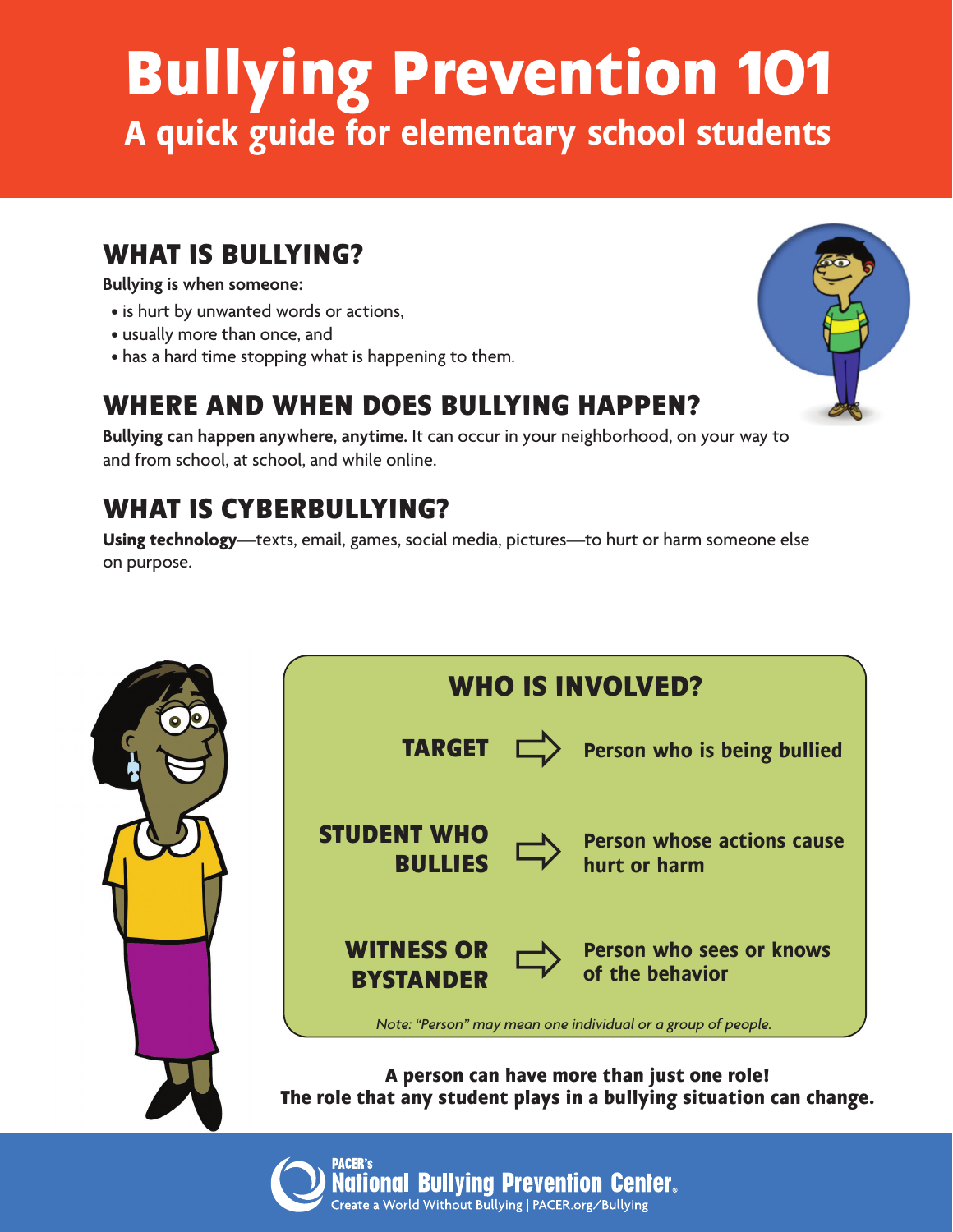# Bullying Prevention 101

## A quick guide for elementary school students

### WHAT IS BULLYING?

**Bullying is when someone:**

- is hurt by unwanted words or actions,
- usually more than once, and
- has a hard time stopping what is happening to them.

### WHERE AND WHEN DOES BULLYING HAPPEN?

**Bullying can happen anywhere, anytime.** It can occur in your neighborhood, on your way to and from school, at school, and while online.

### WHAT IS CYBERBULLYING?

**Using technology**—texts, email, games, social media, pictures—to hurt or harm someone else on purpose.

### WHO IS INVOLVED?

| Role | Description |
| --- | --- |
| TARGET | Person who is being bullied |
| STUDENT WHO BULLIES | Person whose actions cause hurt or harm |
| WITNESS OR BYSTANDER | Person who sees or knows of the behavior |

*Note: "Person" may mean one individual or a group of people.*

**A person can have more than just one role!**
**The role that any student plays in a bullying situation can change.**

PACER's National Bullying Prevention Center®
Create a World Without Bullying | PACER.org/Bullying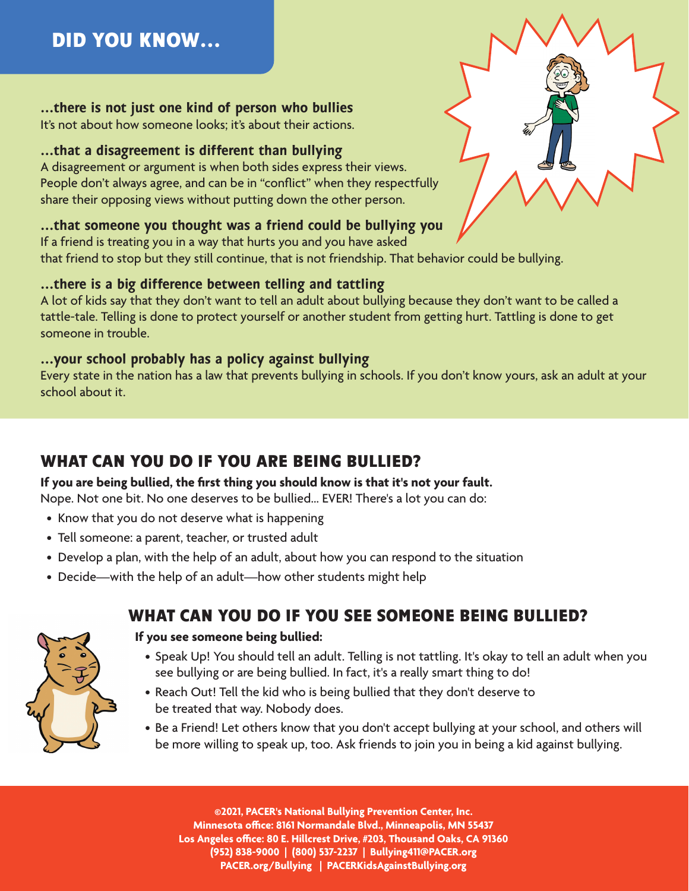## DID YOU KNOW...

**...there is not just one kind of person who bullies**
It's not about how someone looks; it's about their actions.

**...that a disagreement is different than bullying**
A disagreement or argument is when both sides express their views. People don't always agree, and can be in "conflict" when they respectfully share their opposing views without putting down the other person.

**...that someone you thought was a friend could be bullying you**
If a friend is treating you in a way that hurts you and you have asked that friend to stop but they still continue, that is not friendship. That behavior could be bullying.

**...there is a big difference between telling and tattling**
A lot of kids say that they don't want to tell an adult about bullying because they don't want to be called a tattle-tale. Telling is done to protect yourself or another student from getting hurt. Tattling is done to get someone in trouble.

**...your school probably has a policy against bullying**
Every state in the nation has a law that prevents bullying in schools. If you don't know yours, ask an adult at your school about it.

## WHAT CAN YOU DO IF YOU ARE BEING BULLIED?

**If you are being bullied, the first thing you should know is that it's not your fault.**
Nope. Not one bit. No one deserves to be bullied... EVER! There's a lot you can do:

- Know that you do not deserve what is happening
- Tell someone: a parent, teacher, or trusted adult
- Develop a plan, with the help of an adult, about how you can respond to the situation
- Decide—with the help of an adult—how other students might help

## WHAT CAN YOU DO IF YOU SEE SOMEONE BEING BULLIED?

**If you see someone being bullied:**

- Speak Up! You should tell an adult. Telling is not tattling. It's okay to tell an adult when you see bullying or are being bullied. In fact, it's a really smart thing to do!
- Reach Out! Tell the kid who is being bullied that they don't deserve to be treated that way. Nobody does.
- Be a Friend! Let others know that you don't accept bullying at your school, and others will be more willing to speak up, too. Ask friends to join you in being a kid against bullying.

**©2021, PACER's National Bullying Prevention Center, Inc.**
**Minnesota office: 8161 Normandale Blvd., Minneapolis, MN 55437**
**Los Angeles office: 80 E. Hillcrest Drive, #203, Thousand Oaks, CA 91360**
**(952) 838-9000 | (800) 537-2237 | Bullying411@PACER.org**
**PACER.org/Bullying | PACERKidsAgainstBullying.org**